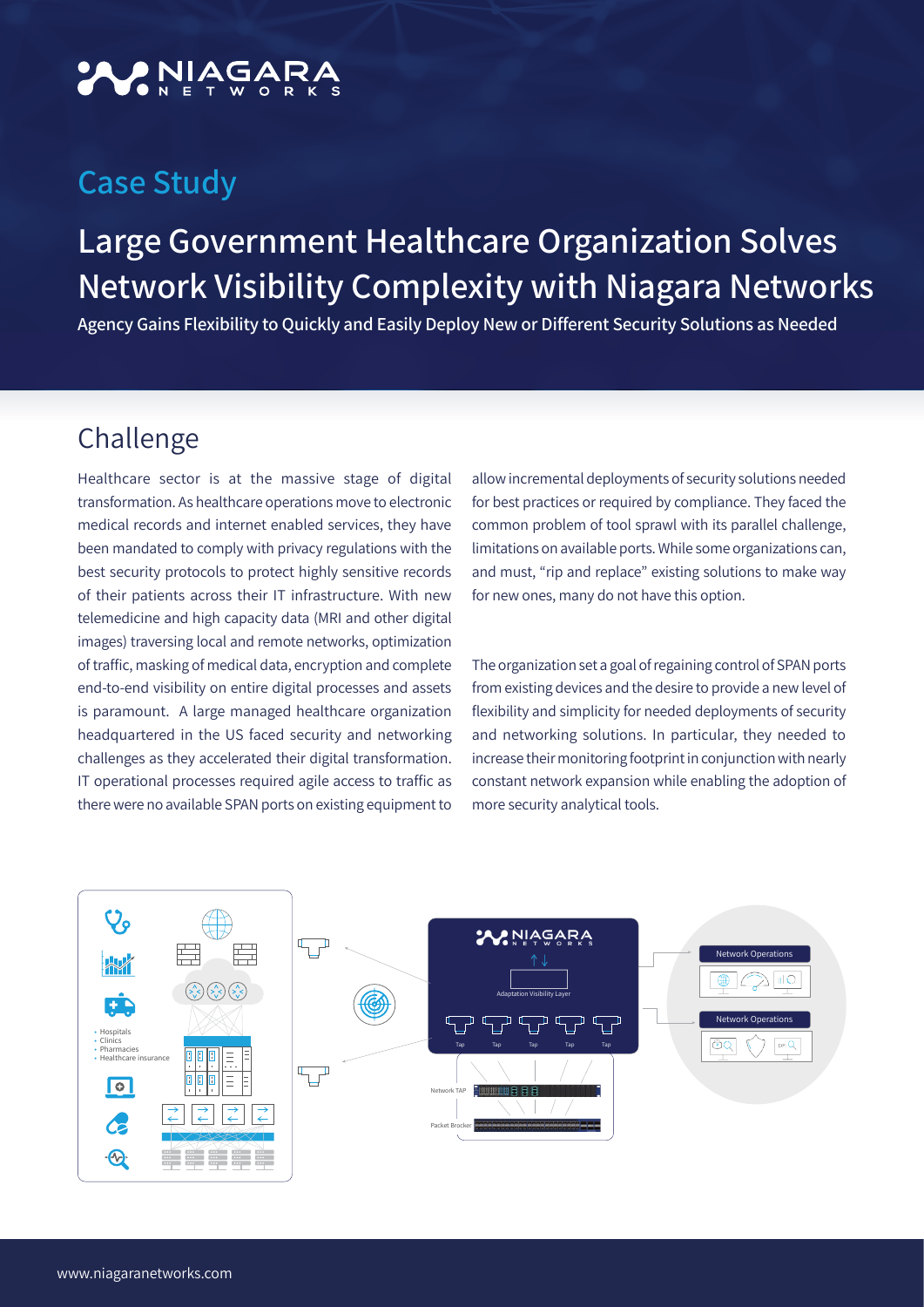# Case Study

# Large Government Healthcare Organization Solves Network Visibility Complexity with Niagara Networks

**Agency Gains Flexibility to Quickly and Easily Deploy New or Different Security Solutions as Needed**

## Challenge

Healthcare sector is at the massive stage of digital transformation. As healthcare operations move to electronic medical records and internet enabled services, they have been mandated to comply with privacy regulations with the best security protocols to protect highly sensitive records of their patients across their IT infrastructure. With new telemedicine and high capacity data (MRI and other digital images) traversing local and remote networks, optimization of traffic, masking of medical data, encryption and complete end-to-end visibility on entire digital processes and assets is paramount. A large managed healthcare organization headquartered in the US faced security and networking challenges as they accelerated their digital transformation. IT operational processes required agile access to traffic as there were no available SPAN ports on existing equipment to allow incremental deployments of security solutions needed for best practices or required by compliance. They faced the common problem of tool sprawl with its parallel challenge, limitations on available ports. While some organizations can, and must, "rip and replace" existing solutions to make way for new ones, many do not have this option.

The organization set a goal of regaining control of SPAN ports from existing devices and the desire to provide a new level of flexibility and simplicity for needed deployments of security and networking solutions. In particular, they needed to increase their monitoring footprint in conjunction with nearly constant network expansion while enabling the adoption of more security analytical tools.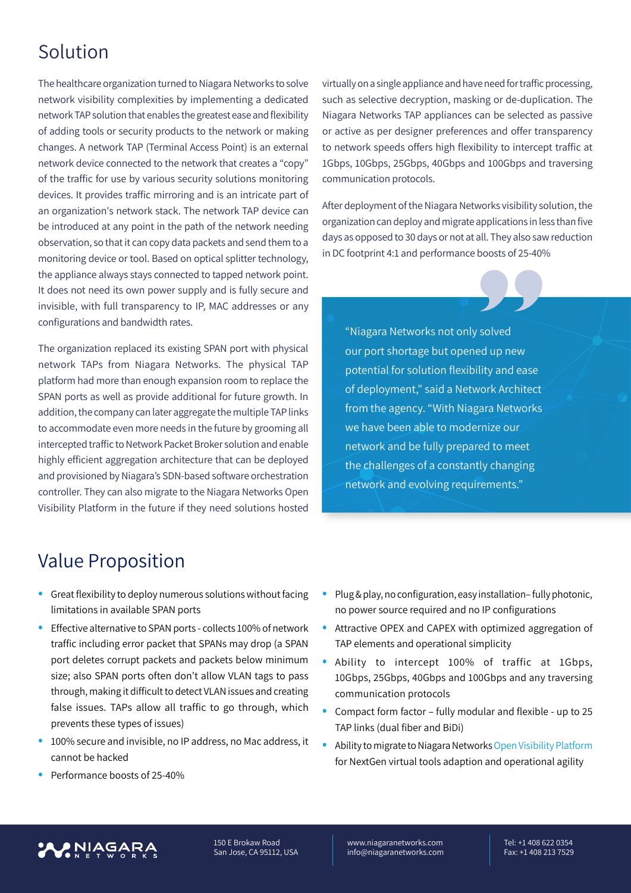## Solution

The healthcare organization turned to Niagara Networks to solve network visibility complexities by implementing a dedicated network TAP solution that enables the greatest ease and flexibility of adding tools or security products to the network or making changes. A network TAP (Terminal Access Point) is an external network device connected to the network that creates a "copy" of the traffic for use by various security solutions monitoring devices. It provides traffic mirroring and is an intricate part of an organization's network stack. The network TAP device can be introduced at any point in the path of the network needing observation, so that it can copy data packets and send them to a monitoring device or tool. Based on optical splitter technology, the appliance always stays connected to tapped network point. It does not need its own power supply and is fully secure and invisible, with full transparency to IP, MAC addresses or any configurations and bandwidth rates.

The organization replaced its existing SPAN port with physical network TAPs from Niagara Networks. The physical TAP platform had more than enough expansion room to replace the SPAN ports as well as provide additional for future growth. In addition, the company can later aggregate the multiple TAP links to accommodate even more needs in the future by grooming all intercepted traffic to Network Packet Broker solution and enable highly efficient aggregation architecture that can be deployed and provisioned by Niagara's SDN-based software orchestration controller. They can also migrate to the Niagara Networks Open Visibility Platform in the future if they need solutions hosted virtually on a single appliance and have need for traffic processing, such as selective decryption, masking or de-duplication. The Niagara Networks TAP appliances can be selected as passive or active as per designer preferences and offer transparency to network speeds offers high flexibility to intercept traffic at 1Gbps, 10Gbps, 25Gbps, 40Gbps and 100Gbps and traversing communication protocols.

After deployment of the Niagara Networks visibility solution, the organization can deploy and migrate applications in less than five days as opposed to 30 days or not at all. They also saw reduction in DC footprint 4:1 and performance boosts of 25-40%

> "Niagara Networks not only solved our port shortage but opened up new potential for solution flexibility and ease of deployment," said a Network Architect from the agency. "With Niagara Networks we have been able to modernize our network and be fully prepared to meet the challenges of a constantly changing network and evolving requirements."

## Value Proposition

- Great flexibility to deploy numerous solutions without facing limitations in available SPAN ports
- Effective alternative to SPAN ports - collects 100% of network traffic including error packet that SPANs may drop (a SPAN port deletes corrupt packets and packets below minimum size; also SPAN ports often don't allow VLAN tags to pass through, making it difficult to detect VLAN issues and creating false issues. TAPs allow all traffic to go through, which prevents these types of issues)
- 100% secure and invisible, no IP address, no Mac address, it cannot be hacked
- Performance boosts of 25-40%
- Plug & play, no configuration, easy installation– fully photonic, no power source required and no IP configurations
- Attractive OPEX and CAPEX with optimized aggregation of TAP elements and operational simplicity
- Ability to intercept 100% of traffic at 1Gbps, 10Gbps, 25Gbps, 40Gbps and 100Gbps and any traversing communication protocols
- Compact form factor – fully modular and flexible - up to 25 TAP links (dual fiber and BiDi)
- Ability to migrate to Niagara Networks Open Visibility Platform for NextGen virtual tools adaption and operational agility

NIAGARA NETWORKS

150 E Brokaw Road
San Jose, CA 95112, USA

www.niagaranetworks.com
info@niagaranetworks.com

Tel: +1 408 622 0354
Fax: +1 408 213 7529